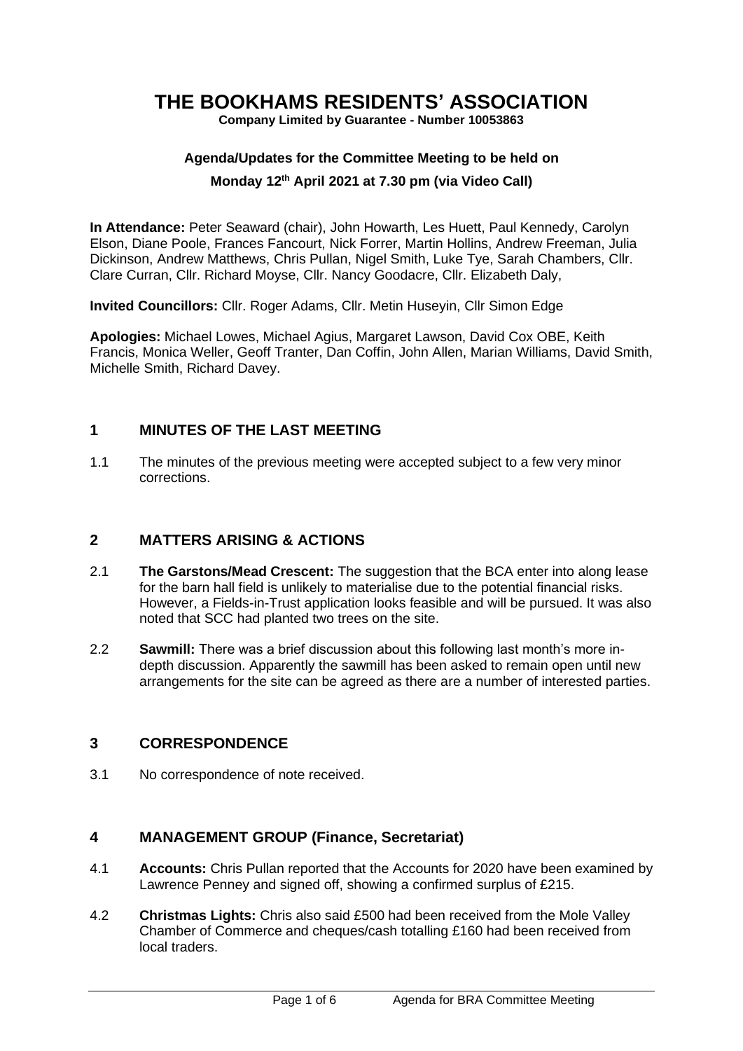# THE BOOKHAMS RESIDENTS' ASSOCIATION

**Company Limited by Guarantee - Number 10053863**

**Agenda/Updates for the Committee Meeting to be held on**

**Monday 12th April 2021 at 7.30 pm (via Video Call)**

**In Attendance:** Peter Seaward (chair), John Howarth, Les Huett, Paul Kennedy, Carolyn Elson, Diane Poole, Frances Fancourt, Nick Forrer, Martin Hollins, Andrew Freeman, Julia Dickinson, Andrew Matthews, Chris Pullan, Nigel Smith, Luke Tye, Sarah Chambers, Cllr. Clare Curran, Cllr. Richard Moyse, Cllr. Nancy Goodacre, Cllr. Elizabeth Daly,

**Invited Councillors:** Cllr. Roger Adams, Cllr. Metin Huseyin, Cllr Simon Edge

**Apologies:** Michael Lowes, Michael Agius, Margaret Lawson, David Cox OBE, Keith Francis, Monica Weller, Geoff Tranter, Dan Coffin, John Allen, Marian Williams, David Smith, Michelle Smith, Richard Davey.

## 1 MINUTES OF THE LAST MEETING

1.1 The minutes of the previous meeting were accepted subject to a few very minor corrections.

## 2 MATTERS ARISING & ACTIONS

2.1 **The Garstons/Mead Crescent:** The suggestion that the BCA enter into along lease for the barn hall field is unlikely to materialise due to the potential financial risks. However, a Fields-in-Trust application looks feasible and will be pursued. It was also noted that SCC had planted two trees on the site.

2.2 **Sawmill:** There was a brief discussion about this following last month's more in-depth discussion. Apparently the sawmill has been asked to remain open until new arrangements for the site can be agreed as there are a number of interested parties.

## 3 CORRESPONDENCE

3.1 No correspondence of note received.

## 4 MANAGEMENT GROUP (Finance, Secretariat)

4.1 **Accounts:** Chris Pullan reported that the Accounts for 2020 have been examined by Lawrence Penney and signed off, showing a confirmed surplus of £215.

4.2 **Christmas Lights:** Chris also said £500 had been received from the Mole Valley Chamber of Commerce and cheques/cash totalling £160 had been received from local traders.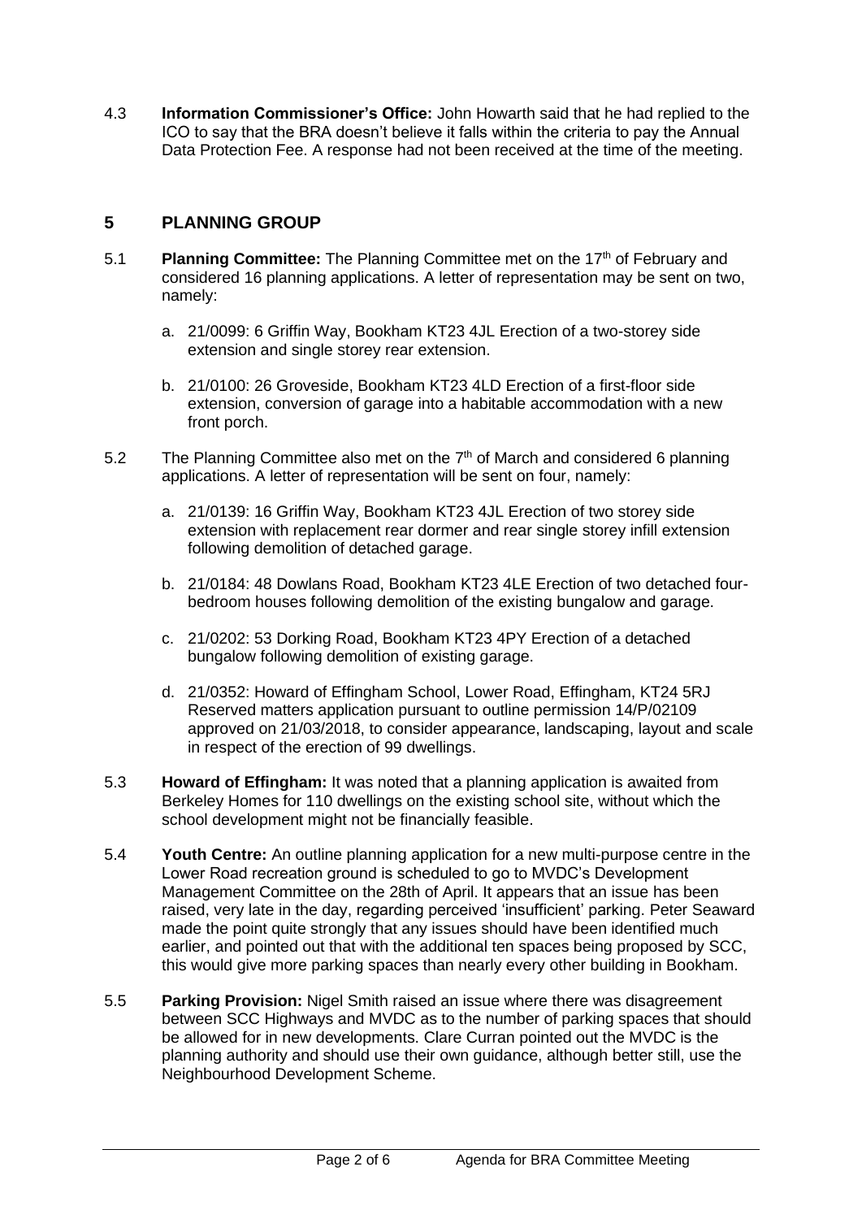4.3 **Information Commissioner's Office:** John Howarth said that he had replied to the ICO to say that the BRA doesn't believe it falls within the criteria to pay the Annual Data Protection Fee. A response had not been received at the time of the meeting.

## 5 PLANNING GROUP

5.1 **Planning Committee:** The Planning Committee met on the 17th of February and considered 16 planning applications. A letter of representation may be sent on two, namely:

a. 21/0099: 6 Griffin Way, Bookham KT23 4JL Erection of a two-storey side extension and single storey rear extension.

b. 21/0100: 26 Groveside, Bookham KT23 4LD Erection of a first-floor side extension, conversion of garage into a habitable accommodation with a new front porch.

5.2 The Planning Committee also met on the 7th of March and considered 6 planning applications. A letter of representation will be sent on four, namely:

a. 21/0139: 16 Griffin Way, Bookham KT23 4JL Erection of two storey side extension with replacement rear dormer and rear single storey infill extension following demolition of detached garage.

b. 21/0184: 48 Dowlans Road, Bookham KT23 4LE Erection of two detached four-bedroom houses following demolition of the existing bungalow and garage.

c. 21/0202: 53 Dorking Road, Bookham KT23 4PY Erection of a detached bungalow following demolition of existing garage.

d. 21/0352: Howard of Effingham School, Lower Road, Effingham, KT24 5RJ Reserved matters application pursuant to outline permission 14/P/02109 approved on 21/03/2018, to consider appearance, landscaping, layout and scale in respect of the erection of 99 dwellings.

5.3 **Howard of Effingham:** It was noted that a planning application is awaited from Berkeley Homes for 110 dwellings on the existing school site, without which the school development might not be financially feasible.

5.4 **Youth Centre:** An outline planning application for a new multi-purpose centre in the Lower Road recreation ground is scheduled to go to MVDC's Development Management Committee on the 28th of April. It appears that an issue has been raised, very late in the day, regarding perceived 'insufficient' parking. Peter Seaward made the point quite strongly that any issues should have been identified much earlier, and pointed out that with the additional ten spaces being proposed by SCC, this would give more parking spaces than nearly every other building in Bookham.

5.5 **Parking Provision:** Nigel Smith raised an issue where there was disagreement between SCC Highways and MVDC as to the number of parking spaces that should be allowed for in new developments. Clare Curran pointed out the MVDC is the planning authority and should use their own guidance, although better still, use the Neighbourhood Development Scheme.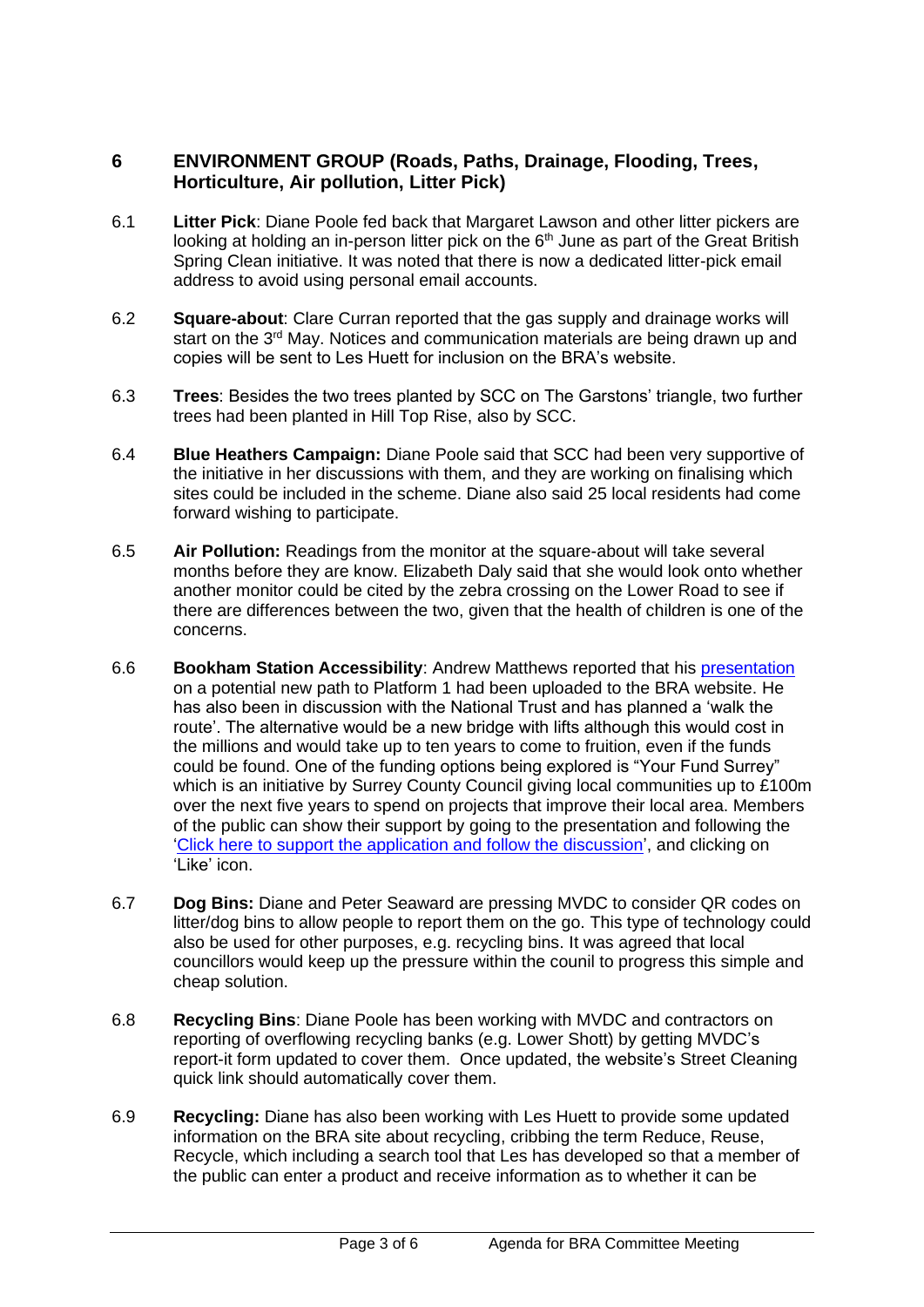## 6 ENVIRONMENT GROUP (Roads, Paths, Drainage, Flooding, Trees, Horticulture, Air pollution, Litter Pick)

6.1 **Litter Pick**: Diane Poole fed back that Margaret Lawson and other litter pickers are looking at holding an in-person litter pick on the 6th June as part of the Great British Spring Clean initiative. It was noted that there is now a dedicated litter-pick email address to avoid using personal email accounts.

6.2 **Square-about**: Clare Curran reported that the gas supply and drainage works will start on the 3rd May. Notices and communication materials are being drawn up and copies will be sent to Les Huett for inclusion on the BRA's website.

6.3 **Trees**: Besides the two trees planted by SCC on The Garstons' triangle, two further trees had been planted in Hill Top Rise, also by SCC.

6.4 **Blue Heathers Campaign:** Diane Poole said that SCC had been very supportive of the initiative in her discussions with them, and they are working on finalising which sites could be included in the scheme. Diane also said 25 local residents had come forward wishing to participate.

6.5 **Air Pollution:** Readings from the monitor at the square-about will take several months before they are know. Elizabeth Daly said that she would look onto whether another monitor could be cited by the zebra crossing on the Lower Road to see if there are differences between the two, given that the health of children is one of the concerns.

6.6 **Bookham Station Accessibility**: Andrew Matthews reported that his presentation on a potential new path to Platform 1 had been uploaded to the BRA website. He has also been in discussion with the National Trust and has planned a 'walk the route'. The alternative would be a new bridge with lifts although this would cost in the millions and would take up to ten years to come to fruition, even if the funds could be found. One of the funding options being explored is "Your Fund Surrey" which is an initiative by Surrey County Council giving local communities up to £100m over the next five years to spend on projects that improve their local area. Members of the public can show their support by going to the presentation and following the 'Click here to support the application and follow the discussion', and clicking on 'Like' icon.

6.7 **Dog Bins:** Diane and Peter Seaward are pressing MVDC to consider QR codes on litter/dog bins to allow people to report them on the go. This type of technology could also be used for other purposes, e.g. recycling bins. It was agreed that local councillors would keep up the pressure within the counil to progress this simple and cheap solution.

6.8 **Recycling Bins**: Diane Poole has been working with MVDC and contractors on reporting of overflowing recycling banks (e.g. Lower Shott) by getting MVDC's report-it form updated to cover them. Once updated, the website's Street Cleaning quick link should automatically cover them.

6.9 **Recycling:** Diane has also been working with Les Huett to provide some updated information on the BRA site about recycling, cribbing the term Reduce, Reuse, Recycle, which including a search tool that Les has developed so that a member of the public can enter a product and receive information as to whether it can be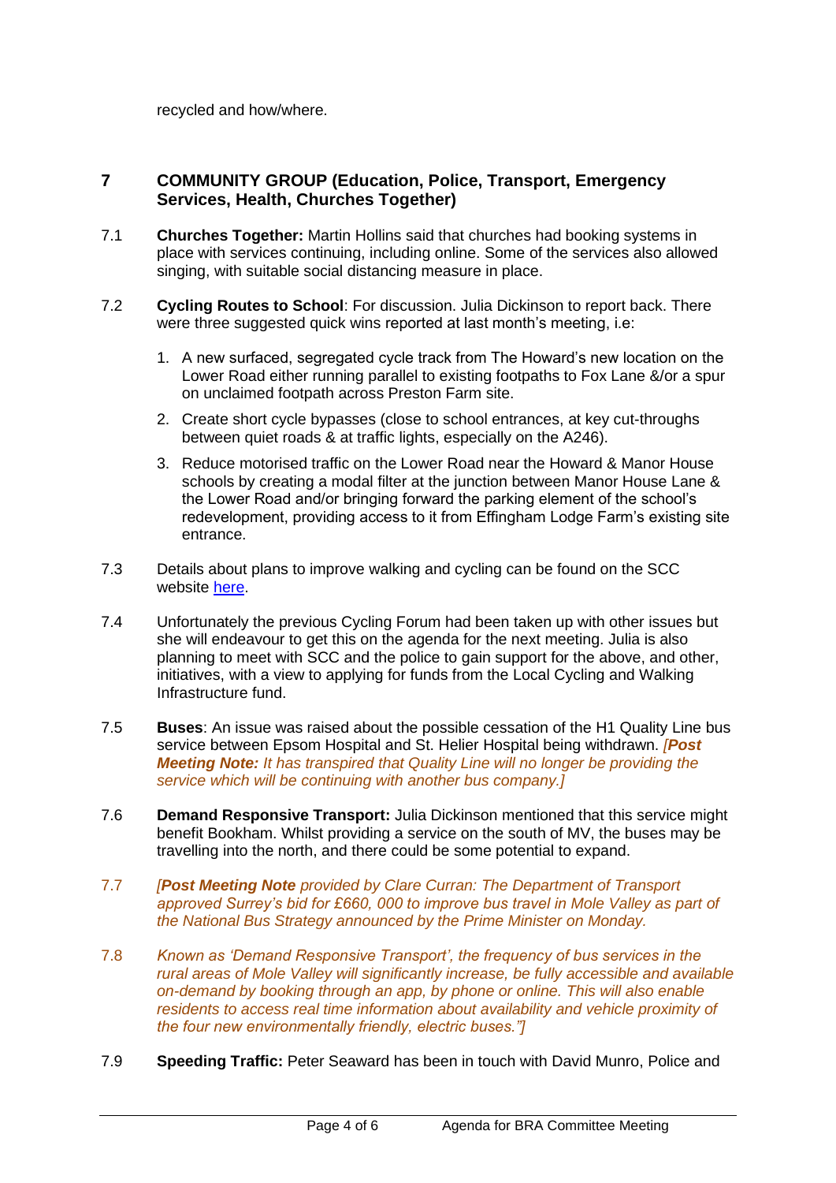recycled and how/where.

## 7 COMMUNITY GROUP (Education, Police, Transport, Emergency Services, Health, Churches Together)

7.1 **Churches Together:** Martin Hollins said that churches had booking systems in place with services continuing, including online. Some of the services also allowed singing, with suitable social distancing measure in place.

7.2 **Cycling Routes to School**: For discussion. Julia Dickinson to report back. There were three suggested quick wins reported at last month's meeting, i.e:

1. A new surfaced, segregated cycle track from The Howard's new location on the Lower Road either running parallel to existing footpaths to Fox Lane &/or a spur on unclaimed footpath across Preston Farm site.
2. Create short cycle bypasses (close to school entrances, at key cut-throughs between quiet roads & at traffic lights, especially on the A246).
3. Reduce motorised traffic on the Lower Road near the Howard & Manor House schools by creating a modal filter at the junction between Manor House Lane & the Lower Road and/or bringing forward the parking element of the school's redevelopment, providing access to it from Effingham Lodge Farm's existing site entrance.

7.3 Details about plans to improve walking and cycling can be found on the SCC website here.

7.4 Unfortunately the previous Cycling Forum had been taken up with other issues but she will endeavour to get this on the agenda for the next meeting. Julia is also planning to meet with SCC and the police to gain support for the above, and other, initiatives, with a view to applying for funds from the Local Cycling and Walking Infrastructure fund.

7.5 **Buses**: An issue was raised about the possible cessation of the H1 Quality Line bus service between Epsom Hospital and St. Helier Hospital being withdrawn. *[**Post Meeting Note:** It has transpired that Quality Line will no longer be providing the service which will be continuing with another bus company.]*

7.6 **Demand Responsive Transport:** Julia Dickinson mentioned that this service might benefit Bookham. Whilst providing a service on the south of MV, the buses may be travelling into the north, and there could be some potential to expand.

7.7 *[**Post Meeting Note** provided by Clare Curran: The Department of Transport approved Surrey's bid for £660, 000 to improve bus travel in Mole Valley as part of the National Bus Strategy announced by the Prime Minister on Monday.*

7.8 *Known as 'Demand Responsive Transport', the frequency of bus services in the rural areas of Mole Valley will significantly increase, be fully accessible and available on-demand by booking through an app, by phone or online. This will also enable residents to access real time information about availability and vehicle proximity of the four new environmentally friendly, electric buses."]*

7.9 **Speeding Traffic:** Peter Seaward has been in touch with David Munro, Police and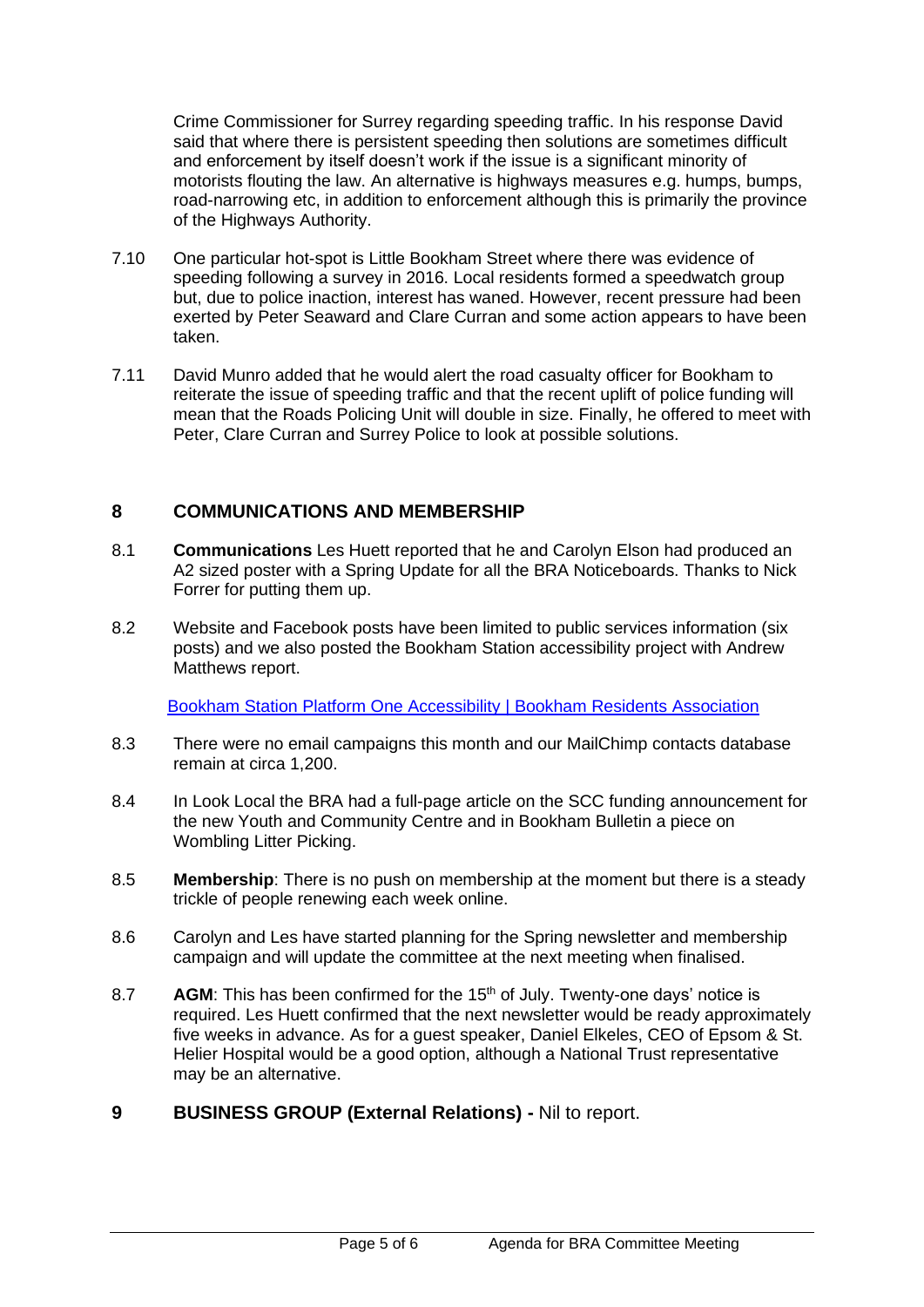Crime Commissioner for Surrey regarding speeding traffic. In his response David said that where there is persistent speeding then solutions are sometimes difficult and enforcement by itself doesn't work if the issue is a significant minority of motorists flouting the law. An alternative is highways measures e.g. humps, bumps, road-narrowing etc, in addition to enforcement although this is primarily the province of the Highways Authority.

7.10 One particular hot-spot is Little Bookham Street where there was evidence of speeding following a survey in 2016. Local residents formed a speedwatch group but, due to police inaction, interest has waned. However, recent pressure had been exerted by Peter Seaward and Clare Curran and some action appears to have been taken.

7.11 David Munro added that he would alert the road casualty officer for Bookham to reiterate the issue of speeding traffic and that the recent uplift of police funding will mean that the Roads Policing Unit will double in size. Finally, he offered to meet with Peter, Clare Curran and Surrey Police to look at possible solutions.

## 8 COMMUNICATIONS AND MEMBERSHIP

8.1 **Communications** Les Huett reported that he and Carolyn Elson had produced an A2 sized poster with a Spring Update for all the BRA Noticeboards. Thanks to Nick Forrer for putting them up.

8.2 Website and Facebook posts have been limited to public services information (six posts) and we also posted the Bookham Station accessibility project with Andrew Matthews report.

[Bookham Station Platform One Accessibility | Bookham Residents Association]

8.3 There were no email campaigns this month and our MailChimp contacts database remain at circa 1,200.

8.4 In Look Local the BRA had a full-page article on the SCC funding announcement for the new Youth and Community Centre and in Bookham Bulletin a piece on Wombling Litter Picking.

8.5 **Membership**: There is no push on membership at the moment but there is a steady trickle of people renewing each week online.

8.6 Carolyn and Les have started planning for the Spring newsletter and membership campaign and will update the committee at the next meeting when finalised.

8.7 **AGM**: This has been confirmed for the 15th of July. Twenty-one days' notice is required. Les Huett confirmed that the next newsletter would be ready approximately five weeks in advance. As for a guest speaker, Daniel Elkeles, CEO of Epsom & St. Helier Hospital would be a good option, although a National Trust representative may be an alternative.

## 9 BUSINESS GROUP (External Relations) - Nil to report.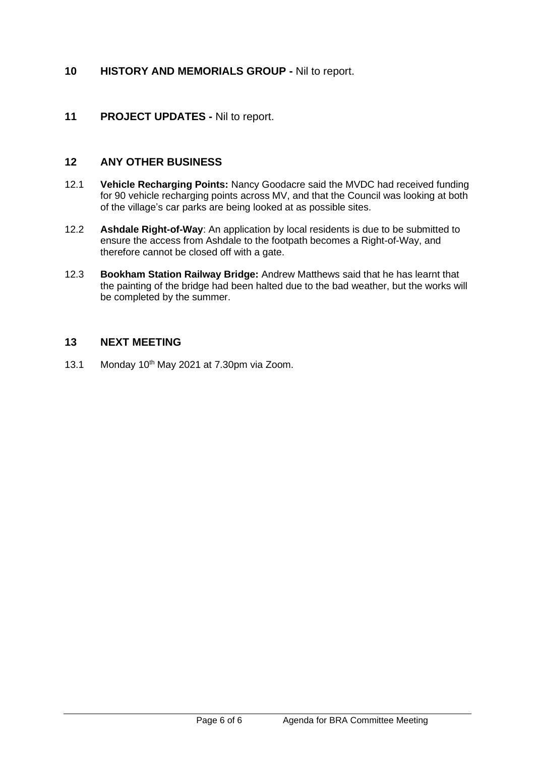## 10 HISTORY AND MEMORIALS GROUP - Nil to report.

## 11 PROJECT UPDATES - Nil to report.

## 12 ANY OTHER BUSINESS

12.1 **Vehicle Recharging Points:** Nancy Goodacre said the MVDC had received funding for 90 vehicle recharging points across MV, and that the Council was looking at both of the village's car parks are being looked at as possible sites.

12.2 **Ashdale Right-of-Way**: An application by local residents is due to be submitted to ensure the access from Ashdale to the footpath becomes a Right-of-Way, and therefore cannot be closed off with a gate.

12.3 **Bookham Station Railway Bridge:** Andrew Matthews said that he has learnt that the painting of the bridge had been halted due to the bad weather, but the works will be completed by the summer.

## 13 NEXT MEETING

13.1 Monday 10th May 2021 at 7.30pm via Zoom.